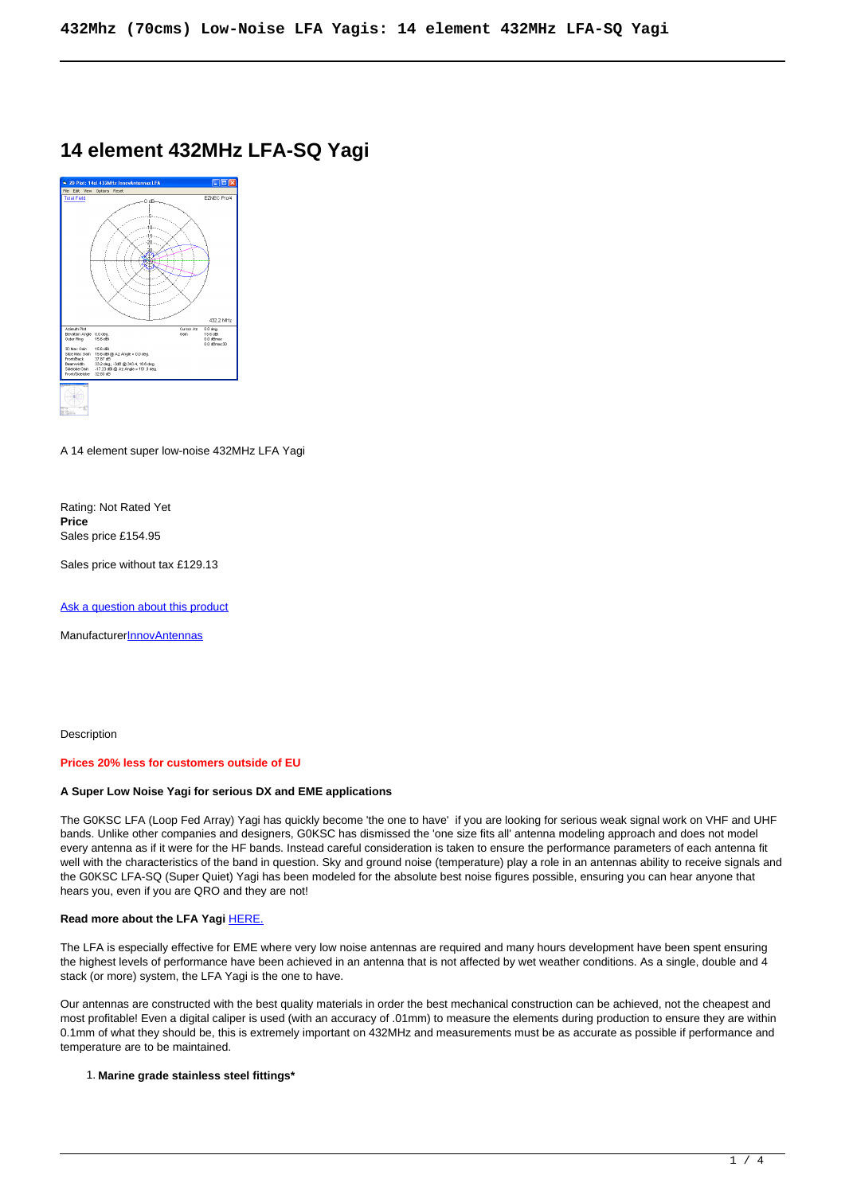# 14 element 432MHz LFA-SQ Yagi

A 14 element super low-noise 432MHz LFA Yagi

Rating: Not Rated Yet
**Price**
Sales price £154.95

Sales price without tax £129.13

[Ask a question about this product]

Manufacturer[InnovAntennas]

Description

**Prices 20% less for customers outside of EU**

**A Super Low Noise Yagi for serious DX and EME applications**

The G0KSC LFA (Loop Fed Array) Yagi has quickly become 'the one to have' if you are looking for serious weak signal work on VHF and UHF bands. Unlike other companies and designers, G0KSC has dismissed the 'one size fits all' antenna modeling approach and does not model every antenna as if it were for the HF bands. Instead careful consideration is taken to ensure the performance parameters of each antenna fit well with the characteristics of the band in question. Sky and ground noise (temperature) play a role in an antennas ability to receive signals and the G0KSC LFA-SQ (Super Quiet) Yagi has been modeled for the absolute best noise figures possible, ensuring you can hear anyone that hears you, even if you are QRO and they are not!

**Read more about the LFA Yagi** [HERE.]

The LFA is especially effective for EME where very low noise antennas are required and many hours development have been spent ensuring the highest levels of performance have been achieved in an antenna that is not affected by wet weather conditions. As a single, double and 4 stack (or more) system, the LFA Yagi is the one to have.

Our antennas are constructed with the best quality materials in order the best mechanical construction can be achieved, not the cheapest and most profitable! Even a digital caliper is used (with an accuracy of .01mm) to measure the elements during production to ensure they are within 0.1mm of what they should be, this is extremely important on 432MHz and measurements must be as accurate as possible if performance and temperature are to be maintained.

1. **Marine grade stainless steel fittings***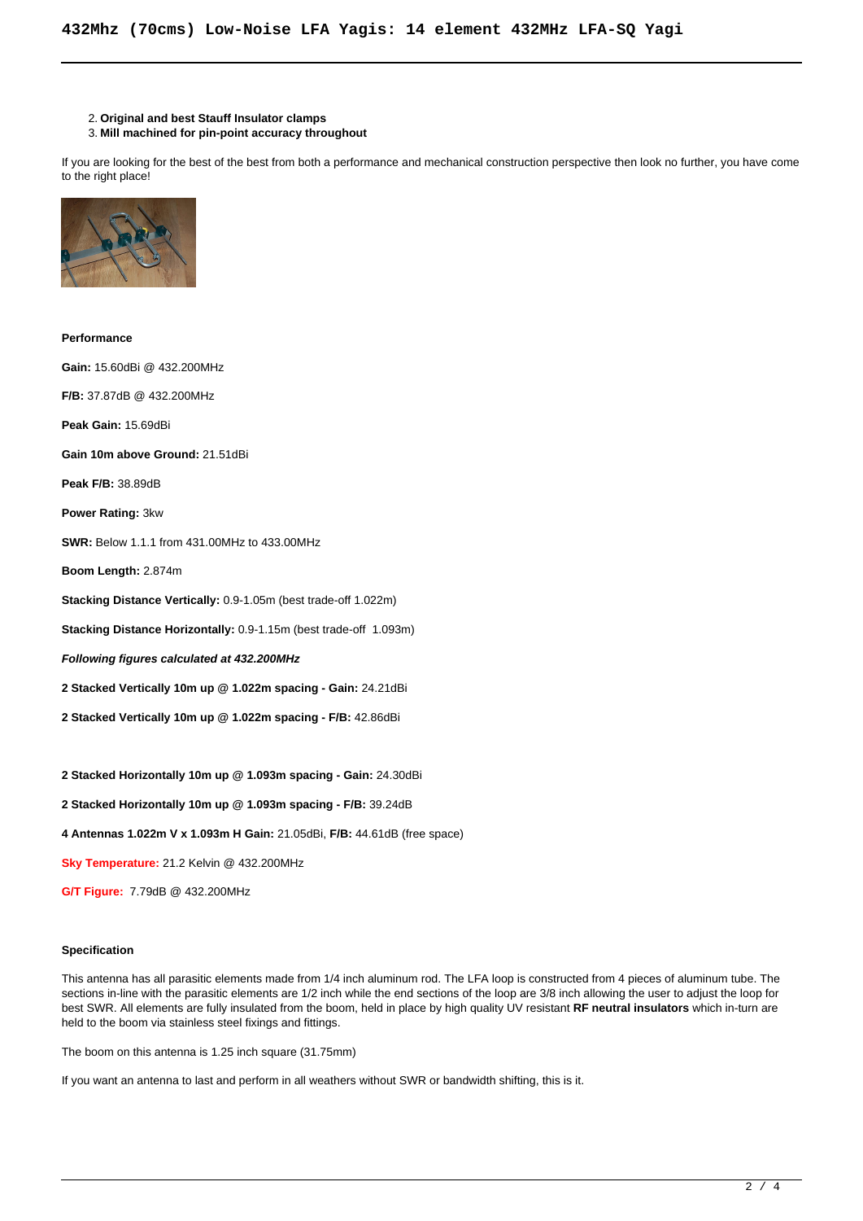2. **Original and best Stauff Insulator clamps**
3. **Mill machined for pin-point accuracy throughout**

If you are looking for the best of the best from both a performance and mechanical construction perspective then look no further, you have come to the right place!

**Performance**

**Gain:** 15.60dBi @ 432.200MHz

**F/B:** 37.87dB @ 432.200MHz

**Peak Gain:** 15.69dBi

**Gain 10m above Ground:** 21.51dBi

**Peak F/B:** 38.89dB

**Power Rating:** 3kw

**SWR:** Below 1.1.1 from 431.00MHz to 433.00MHz

**Boom Length:** 2.874m

**Stacking Distance Vertically:** 0.9-1.05m (best trade-off 1.022m)

**Stacking Distance Horizontally:** 0.9-1.15m (best trade-off 1.093m)

***Following figures calculated at 432.200MHz***

**2 Stacked Vertically 10m up @ 1.022m spacing - Gain:** 24.21dBi

**2 Stacked Vertically 10m up @ 1.022m spacing - F/B:** 42.86dBi

**2 Stacked Horizontally 10m up @ 1.093m spacing - Gain:** 24.30dBi

**2 Stacked Horizontally 10m up @ 1.093m spacing - F/B:** 39.24dB

**4 Antennas 1.022m V x 1.093m H Gain:** 21.05dBi, **F/B:** 44.61dB (free space)

**Sky Temperature:** 21.2 Kelvin @ 432.200MHz

**G/T Figure:** 7.79dB @ 432.200MHz

**Specification**

This antenna has all parasitic elements made from 1/4 inch aluminum rod. The LFA loop is constructed from 4 pieces of aluminum tube. The sections in-line with the parasitic elements are 1/2 inch while the end sections of the loop are 3/8 inch allowing the user to adjust the loop for best SWR. All elements are fully insulated from the boom, held in place by high quality UV resistant **RF neutral insulators** which in-turn are held to the boom via stainless steel fixings and fittings.

The boom on this antenna is 1.25 inch square (31.75mm)

If you want an antenna to last and perform in all weathers without SWR or bandwidth shifting, this is it.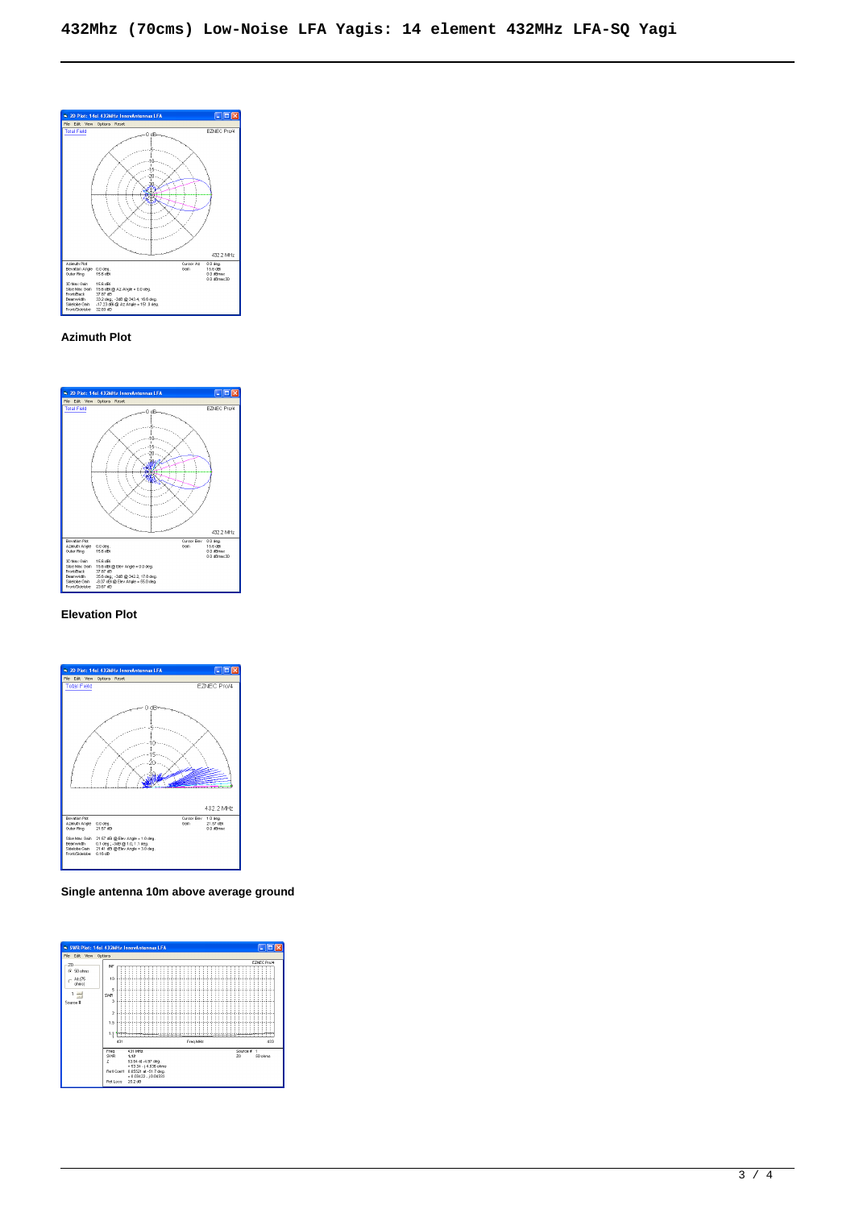# 432Mhz (70cms) Low-Noise LFA Yagis: 14 element 432MHz LFA-SQ Yagi

**Azimuth Plot**

**Elevation Plot**

**Single antenna 10m above average ground**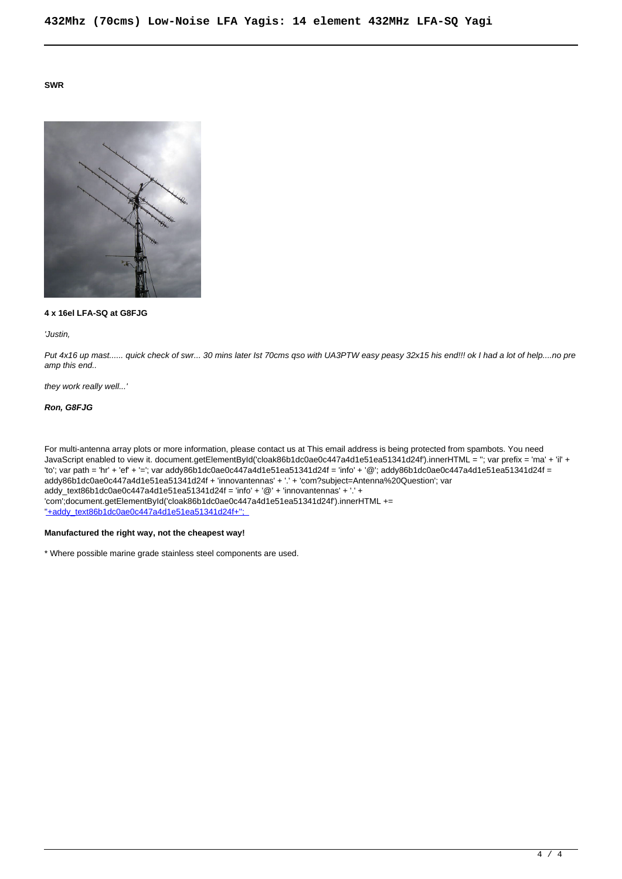**SWR**

**4 x 16el LFA-SQ at G8FJG**

*'Justin,*

*Put 4x16 up mast...... quick check of swr... 30 mins later Ist 70cms qso with UA3PTW easy peasy 32x15 his end!!! ok I had a lot of help....no pre amp this end..*

*they work really well...'*

***Ron, G8FJG***

For multi-antenna array plots or more information, please contact us at This email address is being protected from spambots. You need JavaScript enabled to view it. document.getElementById('cloak86b1dc0ae0c447a4d1e51ea51341d24f').innerHTML = ''; var prefix = 'ma' + 'il' + 'to'; var path = 'hr' + 'ef' + '='; var addy86b1dc0ae0c447a4d1e51ea51341d24f = 'info' + '@'; addy86b1dc0ae0c447a4d1e51ea51341d24f = addy86b1dc0ae0c447a4d1e51ea51341d24f + 'innovantennas' + '.' + 'com?subject=Antenna%20Question'; var addy_text86b1dc0ae0c447a4d1e51ea51341d24f = 'info' + '@' + 'innovantennas' + '.' + 'com';document.getElementById('cloak86b1dc0ae0c447a4d1e51ea51341d24f').innerHTML += '+addy_text86b1dc0ae0c447a4d1e51ea51341d24f+';

**Manufactured the right way, not the cheapest way!**

* Where possible marine grade stainless steel components are used.